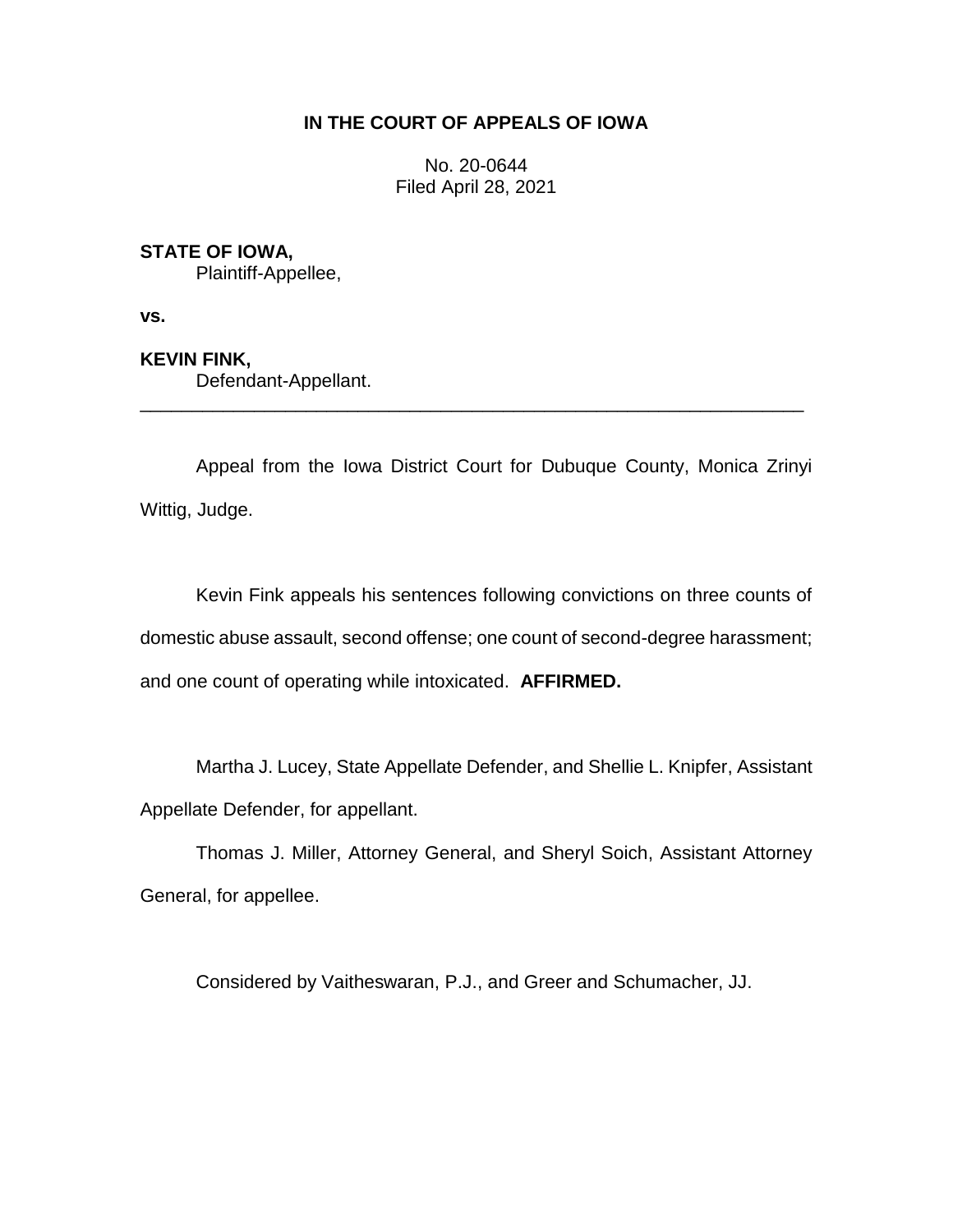# IN THE COURT OF APPEALS OF IOWA

No. 20-0644
Filed April 28, 2021

**STATE OF IOWA,**
Plaintiff-Appellee,

**vs.**

**KEVIN FINK,**
Defendant-Appellant.

---

Appeal from the Iowa District Court for Dubuque County, Monica Zrinyi Wittig, Judge.

Kevin Fink appeals his sentences following convictions on three counts of domestic abuse assault, second offense; one count of second-degree harassment; and one count of operating while intoxicated. **AFFIRMED.**

Martha J. Lucey, State Appellate Defender, and Shellie L. Knipfer, Assistant Appellate Defender, for appellant.

Thomas J. Miller, Attorney General, and Sheryl Soich, Assistant Attorney General, for appellee.

Considered by Vaitheswaran, P.J., and Greer and Schumacher, JJ.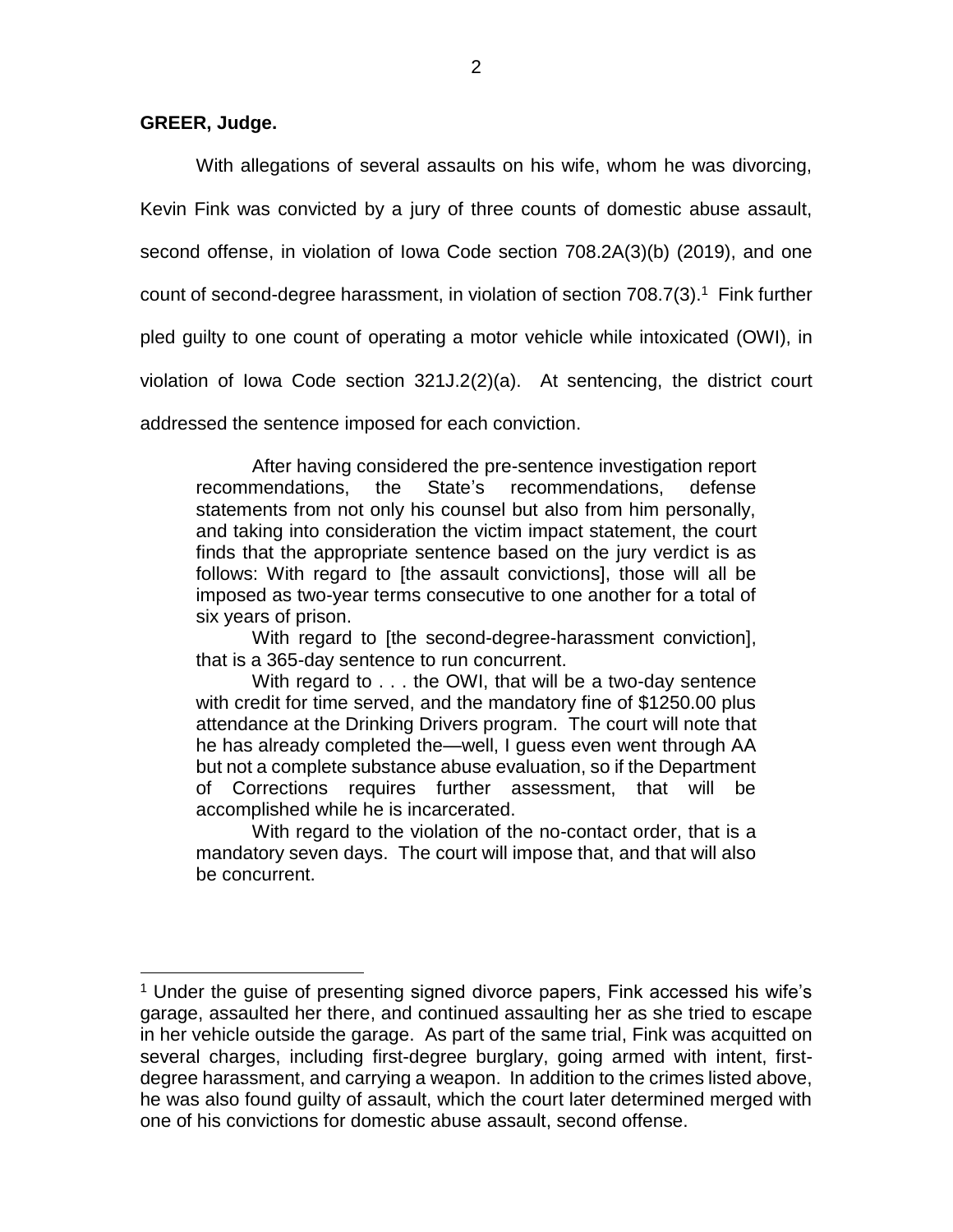**GREER, Judge.**

With allegations of several assaults on his wife, whom he was divorcing, Kevin Fink was convicted by a jury of three counts of domestic abuse assault, second offense, in violation of Iowa Code section 708.2A(3)(b) (2019), and one count of second-degree harassment, in violation of section 708.7(3).[1] Fink further pled guilty to one count of operating a motor vehicle while intoxicated (OWI), in violation of Iowa Code section 321J.2(2)(a). At sentencing, the district court addressed the sentence imposed for each conviction.

> After having considered the pre-sentence investigation report recommendations, the State's recommendations, defense statements from not only his counsel but also from him personally, and taking into consideration the victim impact statement, the court finds that the appropriate sentence based on the jury verdict is as follows: With regard to [the assault convictions], those will all be imposed as two-year terms consecutive to one another for a total of six years of prison.
>
> With regard to [the second-degree-harassment conviction], that is a 365-day sentence to run concurrent.
>
> With regard to . . . the OWI, that will be a two-day sentence with credit for time served, and the mandatory fine of $1250.00 plus attendance at the Drinking Drivers program. The court will note that he has already completed the—well, I guess even went through AA but not a complete substance abuse evaluation, so if the Department of Corrections requires further assessment, that will be accomplished while he is incarcerated.
>
> With regard to the violation of the no-contact order, that is a mandatory seven days. The court will impose that, and that will also be concurrent.

---

[1] Under the guise of presenting signed divorce papers, Fink accessed his wife's garage, assaulted her there, and continued assaulting her as she tried to escape in her vehicle outside the garage. As part of the same trial, Fink was acquitted on several charges, including first-degree burglary, going armed with intent, first-degree harassment, and carrying a weapon. In addition to the crimes listed above, he was also found guilty of assault, which the court later determined merged with one of his convictions for domestic abuse assault, second offense.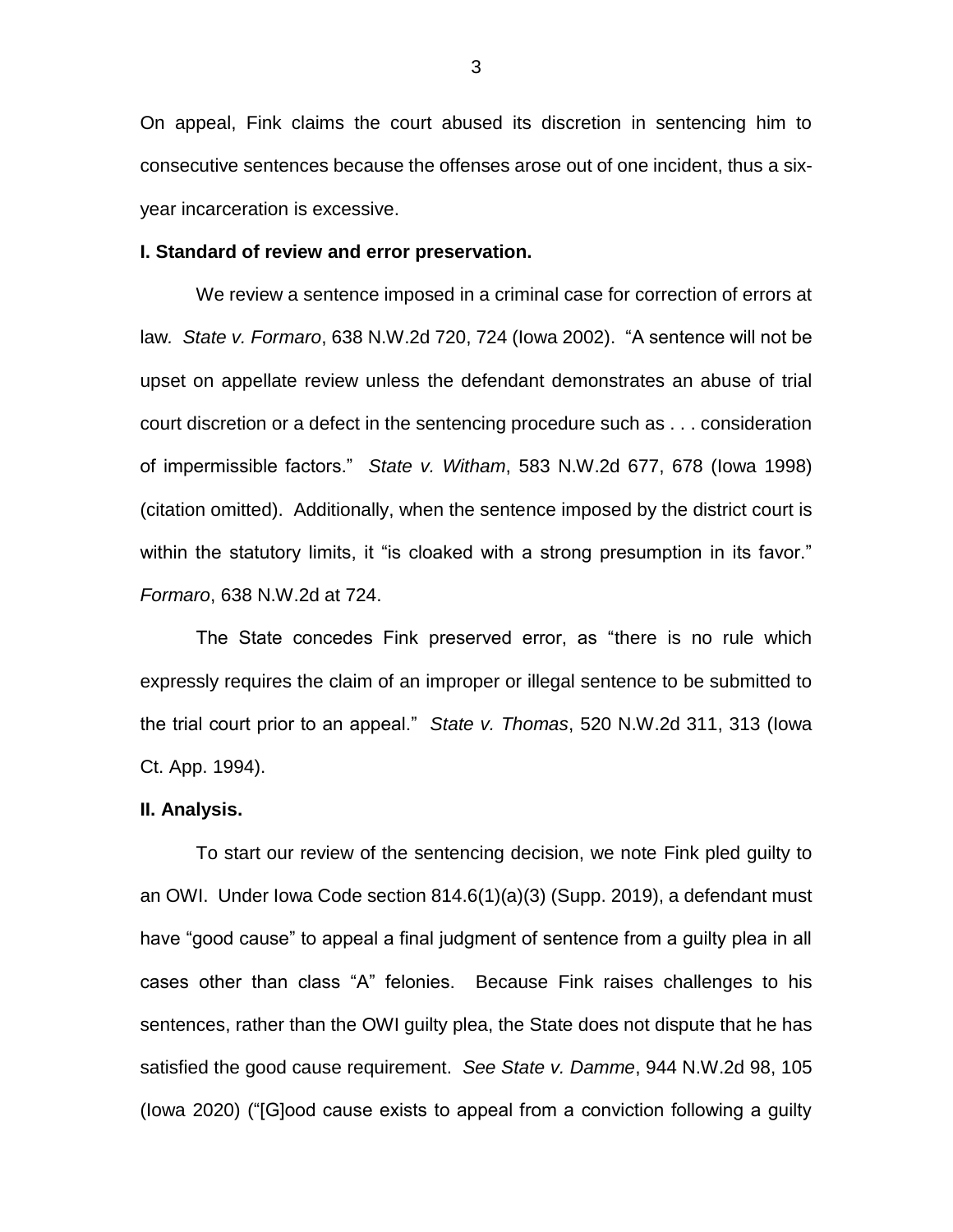On appeal, Fink claims the court abused its discretion in sentencing him to consecutive sentences because the offenses arose out of one incident, thus a six-year incarceration is excessive.

**I. Standard of review and error preservation.**

We review a sentence imposed in a criminal case for correction of errors at law. *State v. Formaro*, 638 N.W.2d 720, 724 (Iowa 2002). "A sentence will not be upset on appellate review unless the defendant demonstrates an abuse of trial court discretion or a defect in the sentencing procedure such as . . . consideration of impermissible factors." *State v. Witham*, 583 N.W.2d 677, 678 (Iowa 1998) (citation omitted). Additionally, when the sentence imposed by the district court is within the statutory limits, it "is cloaked with a strong presumption in its favor." *Formaro*, 638 N.W.2d at 724.

The State concedes Fink preserved error, as "there is no rule which expressly requires the claim of an improper or illegal sentence to be submitted to the trial court prior to an appeal." *State v. Thomas*, 520 N.W.2d 311, 313 (Iowa Ct. App. 1994).

**II. Analysis.**

To start our review of the sentencing decision, we note Fink pled guilty to an OWI. Under Iowa Code section 814.6(1)(a)(3) (Supp. 2019), a defendant must have "good cause" to appeal a final judgment of sentence from a guilty plea in all cases other than class "A" felonies. Because Fink raises challenges to his sentences, rather than the OWI guilty plea, the State does not dispute that he has satisfied the good cause requirement. *See State v. Damme*, 944 N.W.2d 98, 105 (Iowa 2020) ("[G]ood cause exists to appeal from a conviction following a guilty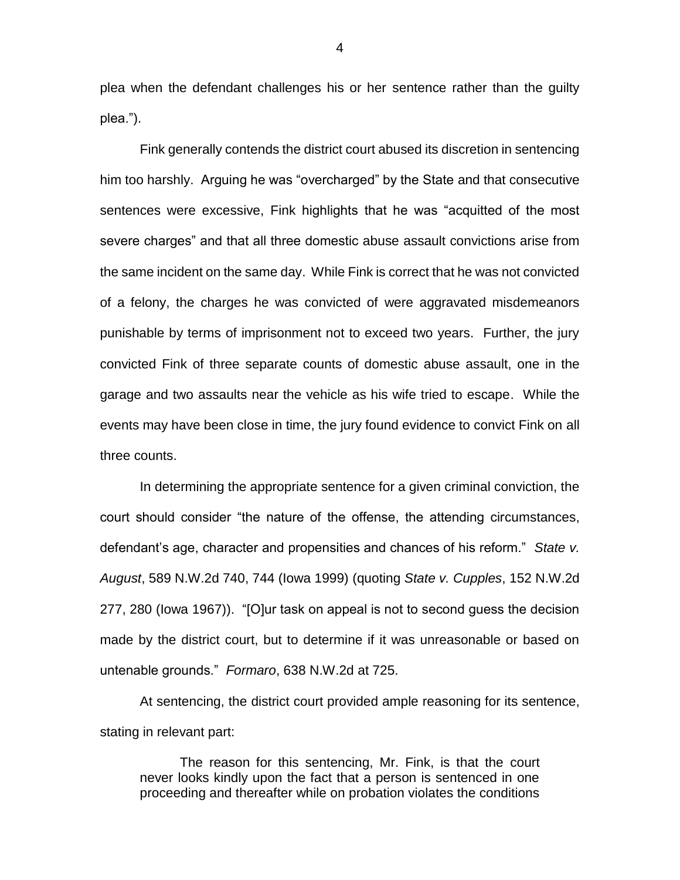plea when the defendant challenges his or her sentence rather than the guilty plea.").

Fink generally contends the district court abused its discretion in sentencing him too harshly. Arguing he was "overcharged" by the State and that consecutive sentences were excessive, Fink highlights that he was "acquitted of the most severe charges" and that all three domestic abuse assault convictions arise from the same incident on the same day. While Fink is correct that he was not convicted of a felony, the charges he was convicted of were aggravated misdemeanors punishable by terms of imprisonment not to exceed two years. Further, the jury convicted Fink of three separate counts of domestic abuse assault, one in the garage and two assaults near the vehicle as his wife tried to escape. While the events may have been close in time, the jury found evidence to convict Fink on all three counts.

In determining the appropriate sentence for a given criminal conviction, the court should consider "the nature of the offense, the attending circumstances, defendant's age, character and propensities and chances of his reform." *State v. August*, 589 N.W.2d 740, 744 (Iowa 1999) (quoting *State v. Cupples*, 152 N.W.2d 277, 280 (Iowa 1967)). "[O]ur task on appeal is not to second guess the decision made by the district court, but to determine if it was unreasonable or based on untenable grounds." *Formaro*, 638 N.W.2d at 725.

At sentencing, the district court provided ample reasoning for its sentence, stating in relevant part:

> The reason for this sentencing, Mr. Fink, is that the court never looks kindly upon the fact that a person is sentenced in one proceeding and thereafter while on probation violates the conditions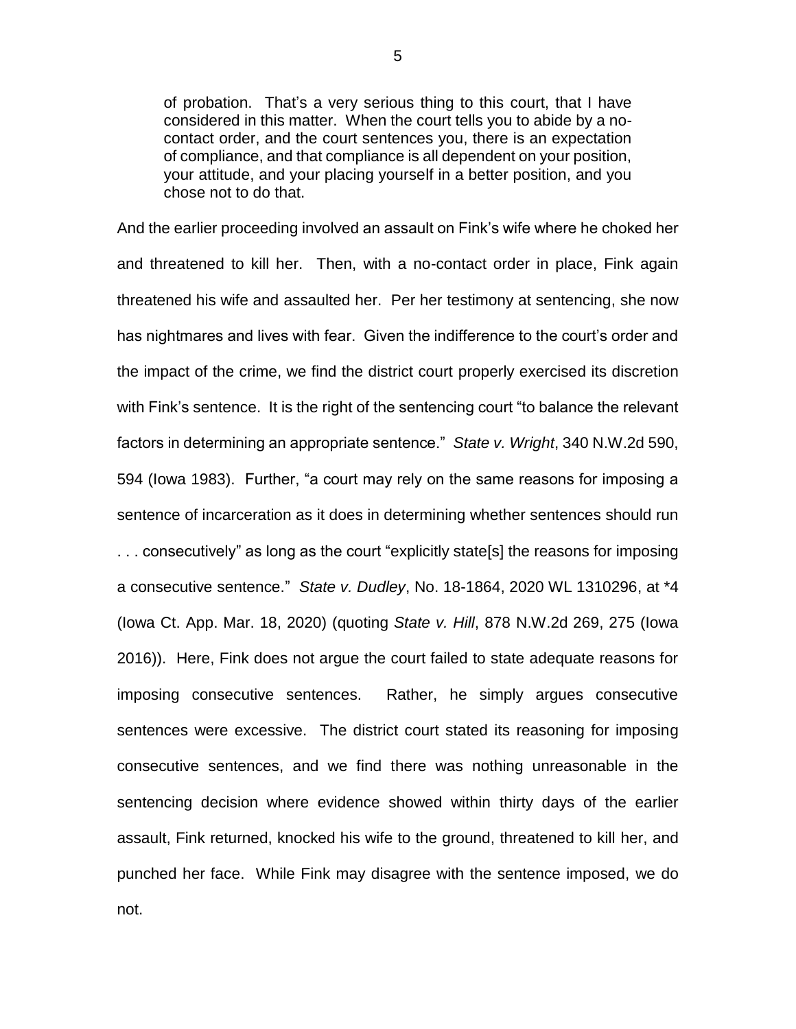> of probation. That's a very serious thing to this court, that I have considered in this matter. When the court tells you to abide by a no-contact order, and the court sentences you, there is an expectation of compliance, and that compliance is all dependent on your position, your attitude, and your placing yourself in a better position, and you chose not to do that.

And the earlier proceeding involved an assault on Fink's wife where he choked her and threatened to kill her. Then, with a no-contact order in place, Fink again threatened his wife and assaulted her. Per her testimony at sentencing, she now has nightmares and lives with fear. Given the indifference to the court's order and the impact of the crime, we find the district court properly exercised its discretion with Fink's sentence. It is the right of the sentencing court "to balance the relevant factors in determining an appropriate sentence." *State v. Wright*, 340 N.W.2d 590, 594 (Iowa 1983). Further, "a court may rely on the same reasons for imposing a sentence of incarceration as it does in determining whether sentences should run . . . consecutively" as long as the court "explicitly state[s] the reasons for imposing a consecutive sentence." *State v. Dudley*, No. 18-1864, 2020 WL 1310296, at *4 (Iowa Ct. App. Mar. 18, 2020) (quoting *State v. Hill*, 878 N.W.2d 269, 275 (Iowa 2016)). Here, Fink does not argue the court failed to state adequate reasons for imposing consecutive sentences. Rather, he simply argues consecutive sentences were excessive. The district court stated its reasoning for imposing consecutive sentences, and we find there was nothing unreasonable in the sentencing decision where evidence showed within thirty days of the earlier assault, Fink returned, knocked his wife to the ground, threatened to kill her, and punched her face. While Fink may disagree with the sentence imposed, we do not.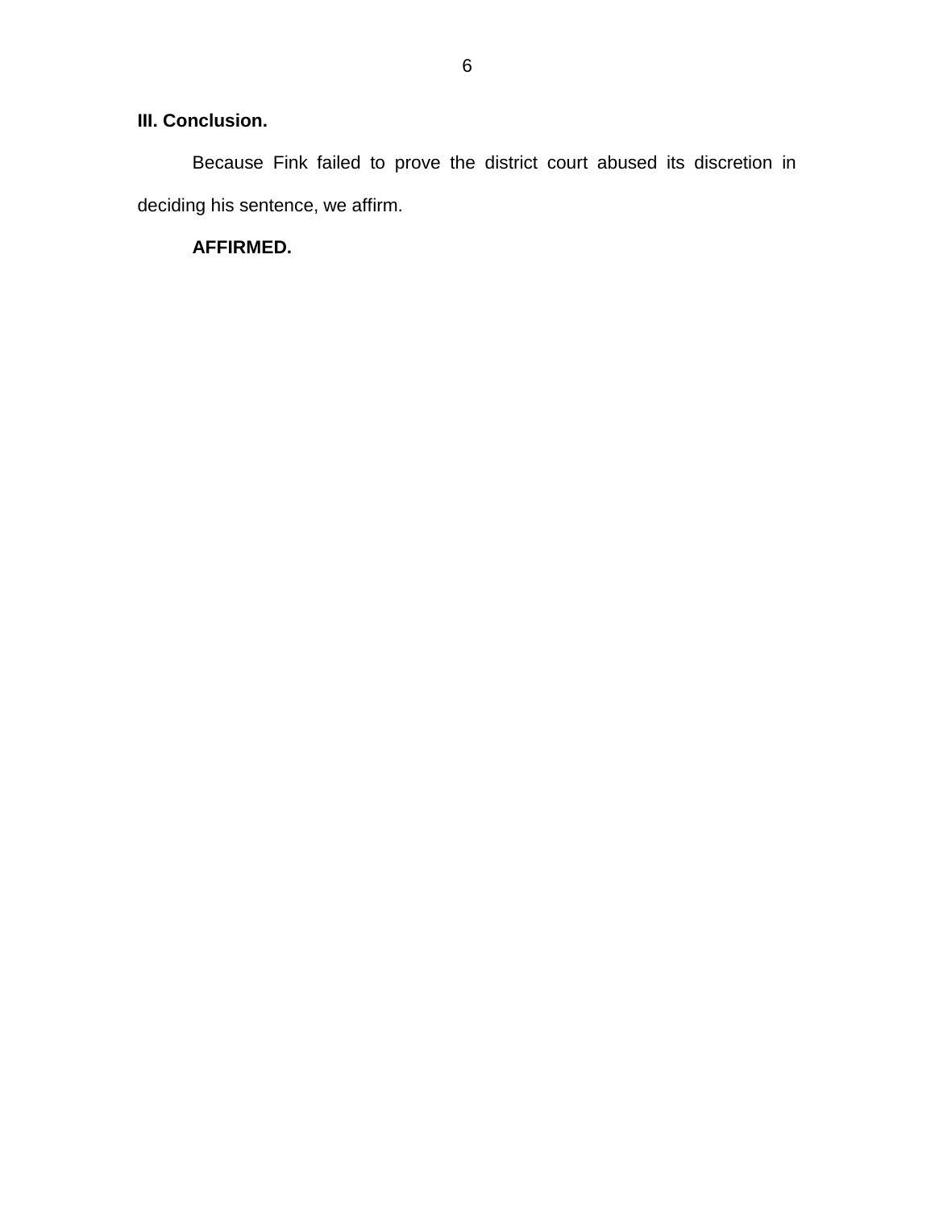## III. Conclusion.

Because Fink failed to prove the district court abused its discretion in deciding his sentence, we affirm.

**AFFIRMED.**